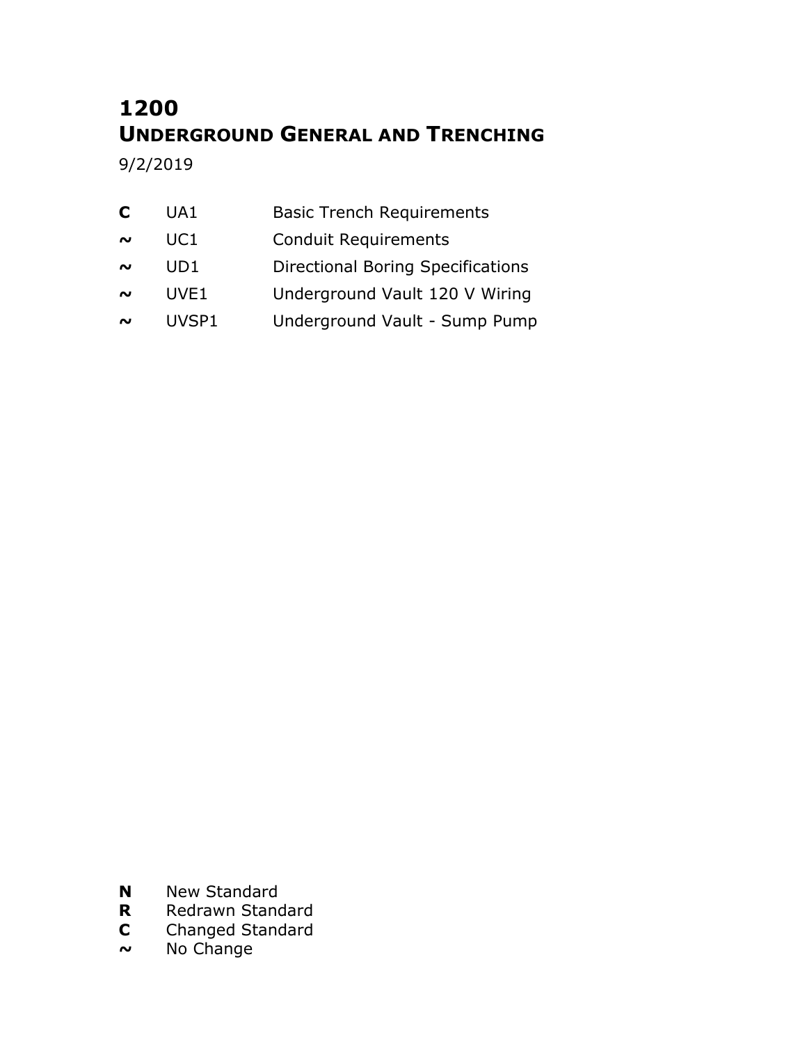# 1200
## UNDERGROUND GENERAL AND TRENCHING

9/2/2019

| | | |
|---|---|---|
| **C** | UA1 | Basic Trench Requirements |
| **~** | UC1 | Conduit Requirements |
| **~** | UD1 | Directional Boring Specifications |
| **~** | UVE1 | Underground Vault 120 V Wiring |
| **~** | UVSP1 | Underground Vault - Sump Pump |

| | |
|---|---|
| **N** | New Standard |
| **R** | Redrawn Standard |
| **C** | Changed Standard |
| **~** | No Change |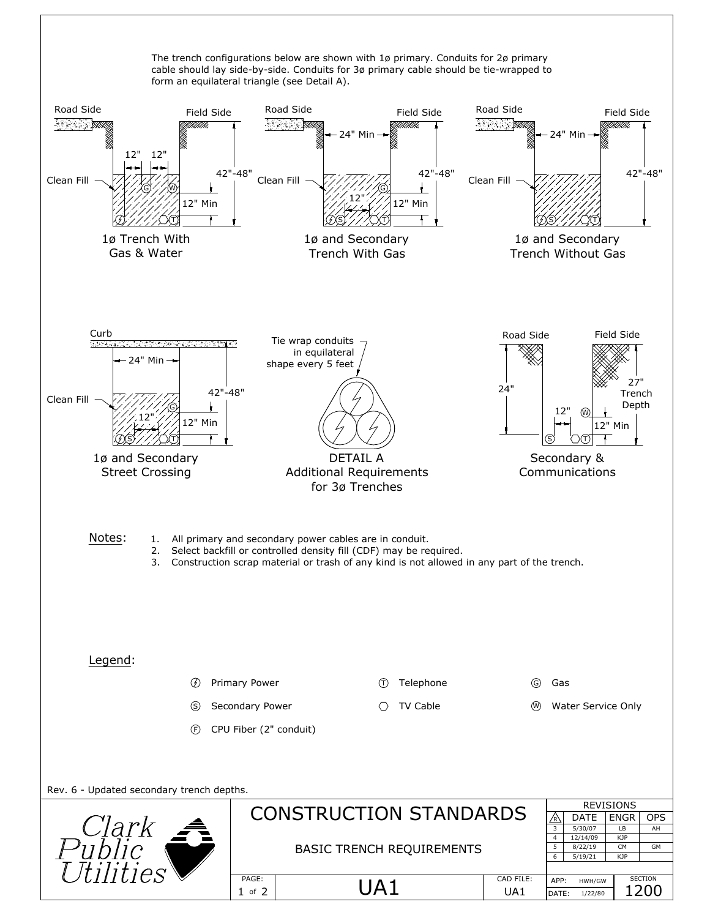The trench configurations below are shown with 1ø primary. Conduits for 2ø primary cable should lay side-by-side. Conduits for 3ø primary cable should be tie-wrapped to form an equilateral triangle (see Detail A).

Road Side
Field Side
12"
12"
Clean Fill
42"-48"
12" Min

1ø Trench With Gas & Water

Road Side
Field Side
24" Min
Clean Fill
42"-48"
12"
12" Min

1ø and Secondary Trench With Gas

Road Side
Field Side
24" Min
Clean Fill
42"-48"

1ø and Secondary Trench Without Gas

Curb
24" Min
Clean Fill
42"-48"
12"
12" Min

1ø and Secondary Street Crossing

Tie wrap conduits in equilateral shape every 5 feet

DETAIL A
Additional Requirements for 3ø Trenches

Road Side
Field Side
24"
27" Trench Depth
12"
12" Min

Secondary & Communications

Notes:

1. All primary and secondary power cables are in conduit.
2. Select backfill or controlled density fill (CDF) may be required.
3. Construction scrap material or trash of any kind is not allowed in any part of the trench.

Legend:

- Primary Power
- Ⓢ Secondary Power
- Ⓕ CPU Fiber (2" conduit)
- Ⓣ Telephone
- ⬡ TV Cable
- Ⓖ Gas
- Ⓦ Water Service Only

Rev. 6 - Updated secondary trench depths.

Clark Public Utilities

# CONSTRUCTION STANDARDS

BASIC TRENCH REQUIREMENTS

| REVISIONS | | | |
|---|---|---|---|
| R | DATE | ENGR | OPS |
| 3 | 5/30/07 | LB | AH |
| 4 | 12/14/09 | KJP | |
| 5 | 8/22/19 | CM | GM |
| 6 | 5/19/21 | KJP | |

PAGE: 1 of 2

UA1

CAD FILE: UA1

APP: HWH/GW

DATE: 1/22/80

SECTION 1200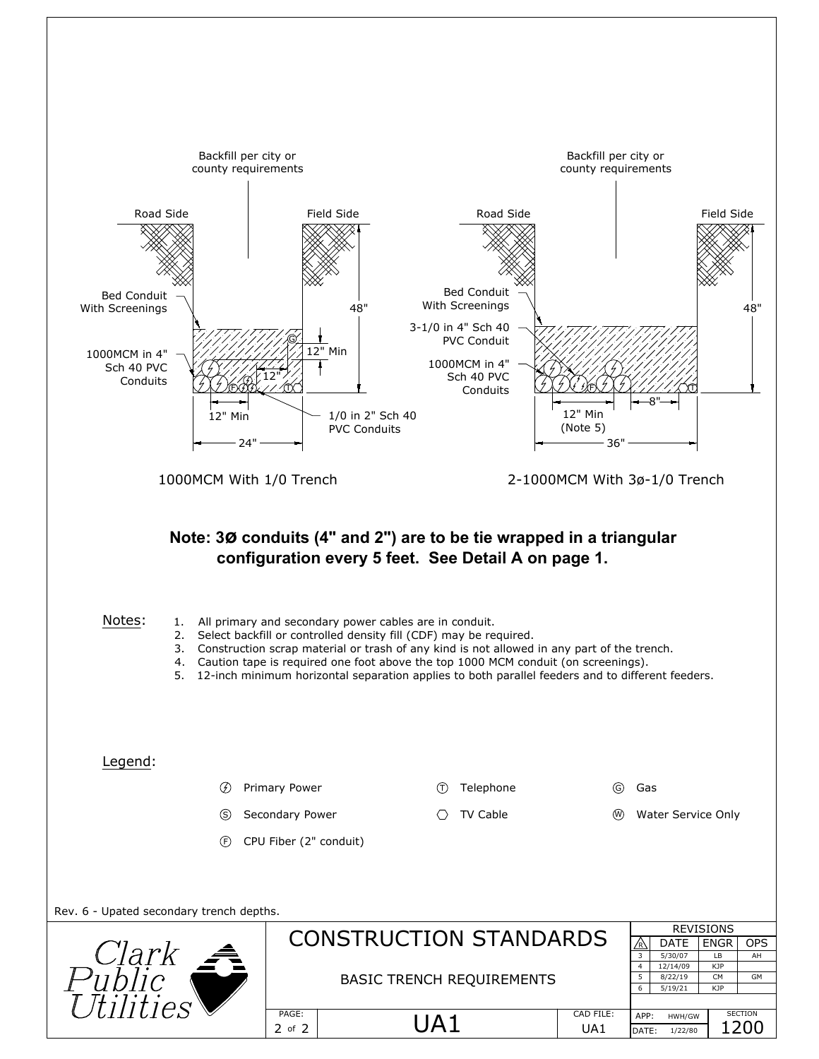Backfill per city or county requirements

Road Side

Field Side

Bed Conduit With Screenings

1000MCM in 4" Sch 40 PVC Conduits

48"

12" Min

12"

12" Min

1/0 in 2" Sch 40 PVC Conduits

24"

1000MCM With 1/0 Trench

Backfill per city or county requirements

Road Side

Field Side

Bed Conduit With Screenings

3-1/0 in 4" Sch 40 PVC Conduit

1000MCM in 4" Sch 40 PVC Conduits

48"

8"

12" Min (Note 5)

36"

2-1000MCM With 3ø-1/0 Trench

**Note: 3Ø conduits (4" and 2") are to be tie wrapped in a triangular configuration every 5 feet. See Detail A on page 1.**

Notes:

1. All primary and secondary power cables are in conduit.
2. Select backfill or controlled density fill (CDF) may be required.
3. Construction scrap material or trash of any kind is not allowed in any part of the trench.
4. Caution tape is required one foot above the top 1000 MCM conduit (on screenings).
5. 12-inch minimum horizontal separation applies to both parallel feeders and to different feeders.

Legend:

| | | |
|---|---|---|
| Ⓟ Primary Power | Ⓣ Telephone | Ⓖ Gas |
| Ⓢ Secondary Power | ⬡ TV Cable | Ⓦ Water Service Only |
| Ⓕ CPU Fiber (2" conduit) | | |

Rev. 6 - Upated secondary trench depths.

Clark Public Utilities

CONSTRUCTION STANDARDS

BASIC TRENCH REQUIREMENTS

| REVISIONS | | | |
|---|---|---|---|
| R | DATE | ENGR | OPS |
| 3 | 5/30/07 | LB | AH |
| 4 | 12/14/09 | KJP | |
| 5 | 8/22/19 | CM | GM |
| 6 | 5/19/21 | KJP | |

PAGE: 2 of 2

UA1

CAD FILE: UA1

APP: HWH/GW

DATE: 1/22/80

SECTION 1200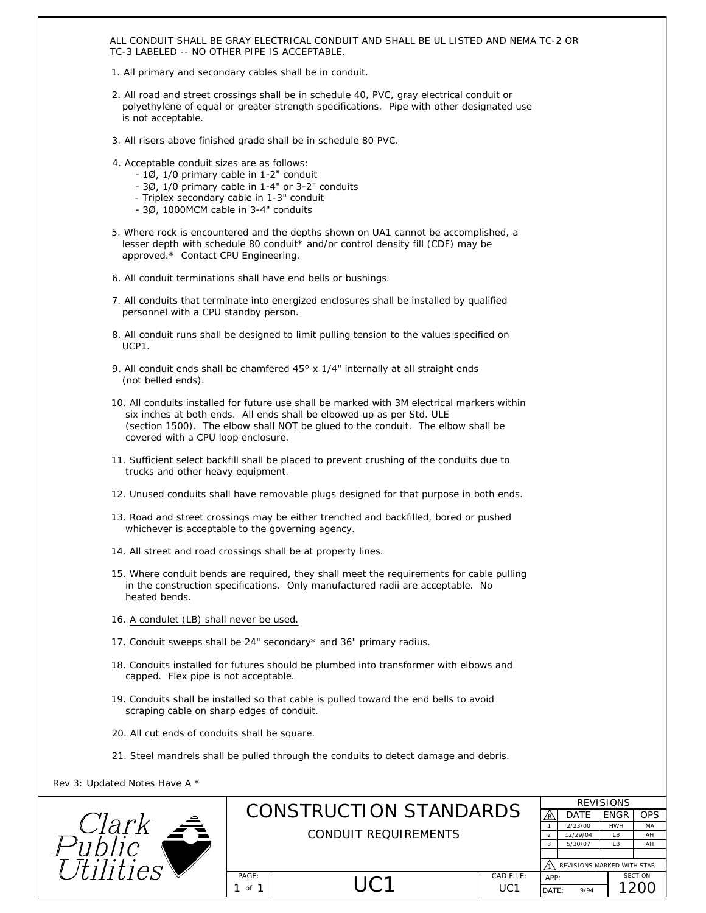ALL CONDUIT SHALL BE GRAY ELECTRICAL CONDUIT AND SHALL BE UL LISTED AND NEMA TC-2 OR TC-3 LABELED -- NO OTHER PIPE IS ACCEPTABLE.

1. All primary and secondary cables shall be in conduit.

2. All road and street crossings shall be in schedule 40, PVC, gray electrical conduit or polyethylene of equal or greater strength specifications. Pipe with other designated use is not acceptable.

3. All risers above finished grade shall be in schedule 80 PVC.

4. Acceptable conduit sizes are as follows:
   - 1Ø, 1/0 primary cable in 1-2" conduit
   - 3Ø, 1/0 primary cable in 1-4" or 3-2" conduits
   - Triplex secondary cable in 1-3" conduit
   - 3Ø, 1000MCM cable in 3-4" conduits

5. Where rock is encountered and the depths shown on UA1 cannot be accomplished, a lesser depth with schedule 80 conduit* and/or control density fill (CDF) may be approved.* Contact CPU Engineering.

6. All conduit terminations shall have end bells or bushings.

7. All conduits that terminate into energized enclosures shall be installed by qualified personnel with a CPU standby person.

8. All conduit runs shall be designed to limit pulling tension to the values specified on UCP1.

9. All conduit ends shall be chamfered 45° x 1/4" internally at all straight ends (not belled ends).

10. All conduits installed for future use shall be marked with 3M electrical markers within six inches at both ends. All ends shall be elbowed up as per Std. ULE (section 1500). The elbow shall NOT be glued to the conduit. The elbow shall be covered with a CPU loop enclosure.

11. Sufficient select backfill shall be placed to prevent crushing of the conduits due to trucks and other heavy equipment.

12. Unused conduits shall have removable plugs designed for that purpose in both ends.

13. Road and street crossings may be either trenched and backfilled, bored or pushed whichever is acceptable to the governing agency.

14. All street and road crossings shall be at property lines.

15. Where conduit bends are required, they shall meet the requirements for cable pulling in the construction specifications. Only manufactured radii are acceptable. No heated bends.

16. A condulet (LB) shall never be used.

17. Conduit sweeps shall be 24" secondary* and 36" primary radius.

18. Conduits installed for futures should be plumbed into transformer with elbows and capped. Flex pipe is not acceptable.

19. Conduits shall be installed so that cable is pulled toward the end bells to avoid scraping cable on sharp edges of conduit.

20. All cut ends of conduits shall be square.

21. Steel mandrels shall be pulled through the conduits to detect damage and debris.

Rev 3: Updated Notes Have A *

Clark Public Utilities

# CONSTRUCTION STANDARDS

## CONDUIT REQUIREMENTS

| R | DATE | ENGR | OPS |
|---|---|---|---|
| 1 | 2/23/00 | HWH | MA |
| 2 | 12/29/04 | LB | AH |
| 3 | 5/30/07 | LB | AH |

REVISIONS MARKED WITH STAR

PAGE: 1 of 1 — UC1 — CAD FILE: UC1 — APP: — DATE: 9/94 — SECTION 1200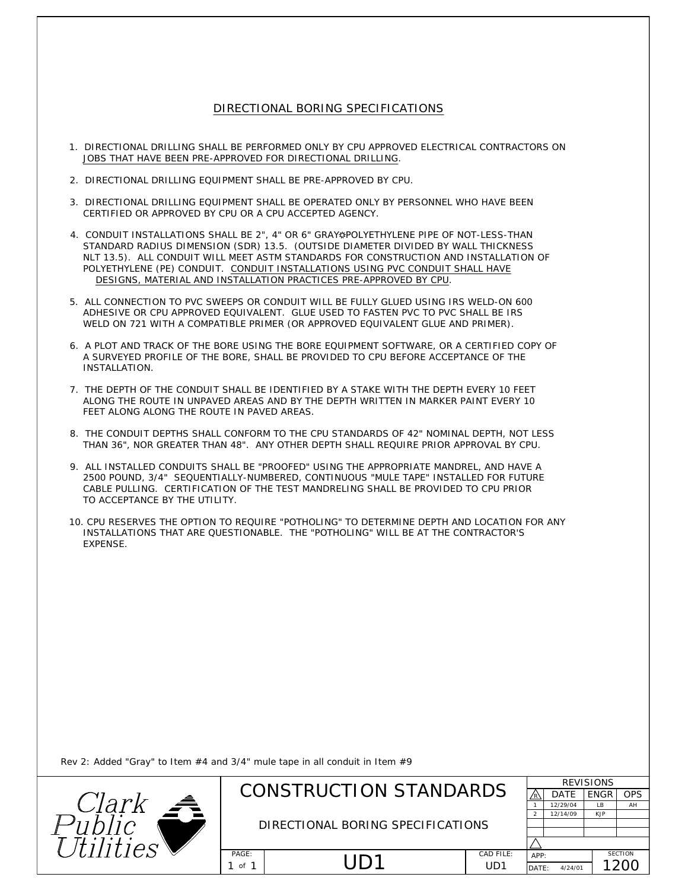# DIRECTIONAL BORING SPECIFICATIONS

1. DIRECTIONAL DRILLING SHALL BE PERFORMED ONLY BY CPU APPROVED ELECTRICAL CONTRACTORS ON JOBS THAT HAVE BEEN PRE-APPROVED FOR DIRECTIONAL DRILLING.

2. DIRECTIONAL DRILLING EQUIPMENT SHALL BE PRE-APPROVED BY CPU.

3. DIRECTIONAL DRILLING EQUIPMENT SHALL BE OPERATED ONLY BY PERSONNEL WHO HAVE BEEN CERTIFIED OR APPROVED BY CPU OR A CPU ACCEPTED AGENCY.

4. CONDUIT INSTALLATIONS SHALL BE 2", 4" OR 6" GRAY POLYETHYLENE PIPE OF NOT-LESS-THAN STANDARD RADIUS DIMENSION (SDR) 13.5. (OUTSIDE DIAMETER DIVIDED BY WALL THICKNESS NLT 13.5). ALL CONDUIT WILL MEET ASTM STANDARDS FOR CONSTRUCTION AND INSTALLATION OF POLYETHYLENE (PE) CONDUIT. CONDUIT INSTALLATIONS USING PVC CONDUIT SHALL HAVE DESIGNS, MATERIAL AND INSTALLATION PRACTICES PRE-APPROVED BY CPU.

5. ALL CONNECTION TO PVC SWEEPS OR CONDUIT WILL BE FULLY GLUED USING IRS WELD-ON 600 ADHESIVE OR CPU APPROVED EQUIVALENT. GLUE USED TO FASTEN PVC TO PVC SHALL BE IRS WELD ON 721 WITH A COMPATIBLE PRIMER (OR APPROVED EQUIVALENT GLUE AND PRIMER).

6. A PLOT AND TRACK OF THE BORE USING THE BORE EQUIPMENT SOFTWARE, OR A CERTIFIED COPY OF A SURVEYED PROFILE OF THE BORE, SHALL BE PROVIDED TO CPU BEFORE ACCEPTANCE OF THE INSTALLATION.

7. THE DEPTH OF THE CONDUIT SHALL BE IDENTIFIED BY A STAKE WITH THE DEPTH EVERY 10 FEET ALONG THE ROUTE IN UNPAVED AREAS AND BY THE DEPTH WRITTEN IN MARKER PAINT EVERY 10 FEET ALONG ALONG THE ROUTE IN PAVED AREAS.

8. THE CONDUIT DEPTHS SHALL CONFORM TO THE CPU STANDARDS OF 42" NOMINAL DEPTH, NOT LESS THAN 36", NOR GREATER THAN 48". ANY OTHER DEPTH SHALL REQUIRE PRIOR APPROVAL BY CPU.

9. ALL INSTALLED CONDUITS SHALL BE "PROOFED" USING THE APPROPRIATE MANDREL, AND HAVE A 2500 POUND, 3/4" SEQUENTIALLY-NUMBERED, CONTINUOUS "MULE TAPE" INSTALLED FOR FUTURE CABLE PULLING. CERTIFICATION OF THE TEST MANDRELING SHALL BE PROVIDED TO CPU PRIOR TO ACCEPTANCE BY THE UTILITY.

10. CPU RESERVES THE OPTION TO REQUIRE "POTHOLING" TO DETERMINE DEPTH AND LOCATION FOR ANY INSTALLATIONS THAT ARE QUESTIONABLE. THE "POTHOLING" WILL BE AT THE CONTRACTOR'S EXPENSE.

Rev 2: Added "Gray" to Item #4 and 3/4" mule tape in all conduit in Item #9

Clark Public Utilities

CONSTRUCTION STANDARDS

DIRECTIONAL BORING SPECIFICATIONS

| REVISIONS | | | |
|---|---|---|---|
| R | DATE | ENGR | OPS |
| 1 | 12/29/04 | LB | AH |
| 2 | 12/14/09 | KJP | |

PAGE: 1 of 1 | UD1 | CAD FILE: UD1 | APP: | DATE: 4/24/01 | SECTION 1200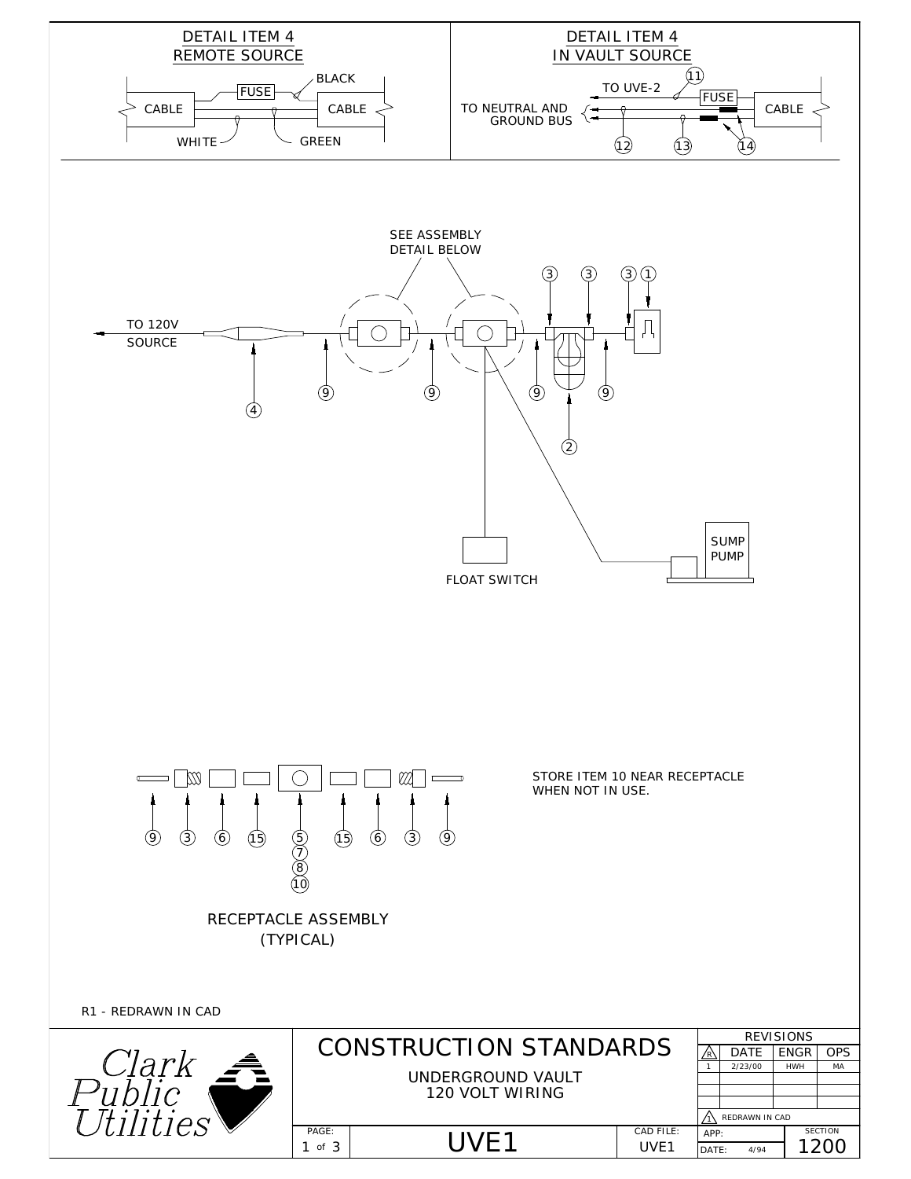## DETAIL ITEM 4
## REMOTE SOURCE

CABLE
FUSE
BLACK
CABLE
WHITE
GREEN

## DETAIL ITEM 4
## IN VAULT SOURCE

TO UVE-2
(11)
FUSE
CABLE
TO NEUTRAL AND GROUND BUS
(12) (13) (14)

SEE ASSEMBLY DETAIL BELOW

TO 120V SOURCE

(1) (2) (3) (3) (3) (4) (9) (9) (9) (9)

FLOAT SWITCH

SUMP PUMP

(9) (3) (6) (15) (5) (7) (8) (10) (15) (6) (3) (9)

STORE ITEM 10 NEAR RECEPTACLE WHEN NOT IN USE.

RECEPTACLE ASSEMBLY
(TYPICAL)

R1 - REDRAWN IN CAD

Clark Public Utilities

# CONSTRUCTION STANDARDS

UNDERGROUND VAULT
120 VOLT WIRING

| REVISIONS | | | |
|---|---|---|---|
| R | DATE | ENGR | OPS |
| 1 | 2/23/00 | HWH | MA |

1 REDRAWN IN CAD

PAGE: 1 of 3

UVE1

CAD FILE: UVE1

APP:

DATE: 4/94

SECTION 1200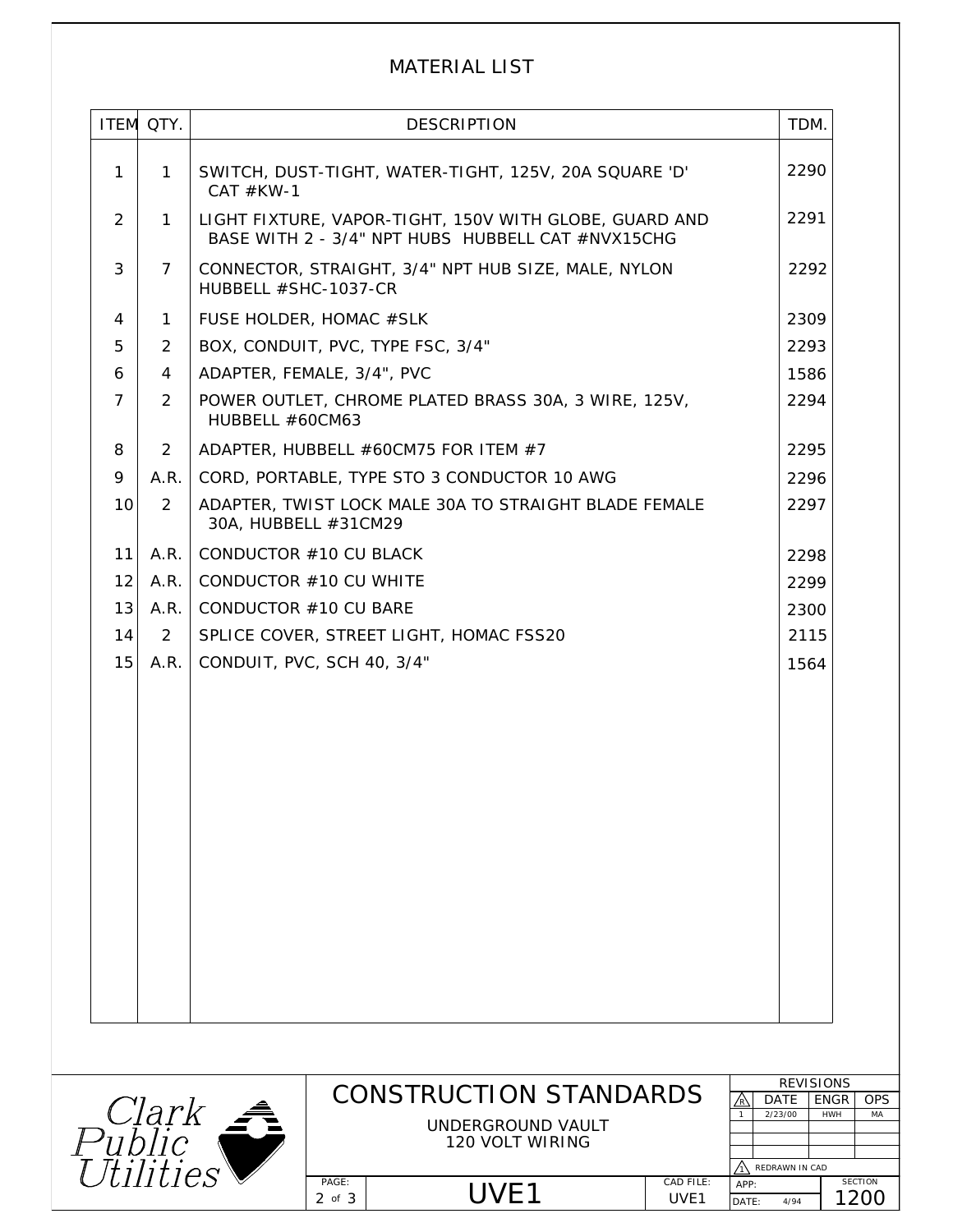# MATERIAL LIST

| ITEM | QTY. | DESCRIPTION | TDM. |
|---|---|---|---|
| 1 | 1 | SWITCH, DUST-TIGHT, WATER-TIGHT, 125V, 20A SQUARE 'D' CAT #KW-1 | 2290 |
| 2 | 1 | LIGHT FIXTURE, VAPOR-TIGHT, 150V WITH GLOBE, GUARD AND BASE WITH 2 - 3/4" NPT HUBS HUBBELL CAT #NVX15CHG | 2291 |
| 3 | 7 | CONNECTOR, STRAIGHT, 3/4" NPT HUB SIZE, MALE, NYLON HUBBELL #SHC-1037-CR | 2292 |
| 4 | 1 | FUSE HOLDER, HOMAC #SLK | 2309 |
| 5 | 2 | BOX, CONDUIT, PVC, TYPE FSC, 3/4" | 2293 |
| 6 | 4 | ADAPTER, FEMALE, 3/4", PVC | 1586 |
| 7 | 2 | POWER OUTLET, CHROME PLATED BRASS 30A, 3 WIRE, 125V, HUBBELL #60CM63 | 2294 |
| 8 | 2 | ADAPTER, HUBBELL #60CM75 FOR ITEM #7 | 2295 |
| 9 | A.R. | CORD, PORTABLE, TYPE STO 3 CONDUCTOR 10 AWG | 2296 |
| 10 | 2 | ADAPTER, TWIST LOCK MALE 30A TO STRAIGHT BLADE FEMALE 30A, HUBBELL #31CM29 | 2297 |
| 11 | A.R. | CONDUCTOR #10 CU BLACK | 2298 |
| 12 | A.R. | CONDUCTOR #10 CU WHITE | 2299 |
| 13 | A.R. | CONDUCTOR #10 CU BARE | 2300 |
| 14 | 2 | SPLICE COVER, STREET LIGHT, HOMAC FSS20 | 2115 |
| 15 | A.R. | CONDUIT, PVC, SCH 40, 3/4" | 1564 |

Clark Public Utilities

CONSTRUCTION STANDARDS

UNDERGROUND VAULT
120 VOLT WIRING

| REVISIONS | | | |
|---|---|---|---|
| R | DATE | ENGR | OPS |
| 1 | 2/23/00 | HWH | MA |

1: REDRAWN IN CAD

PAGE: 2 of 3 | UVE1 | CAD FILE: UVE1 | APP: | DATE: 4/94 | SECTION 1200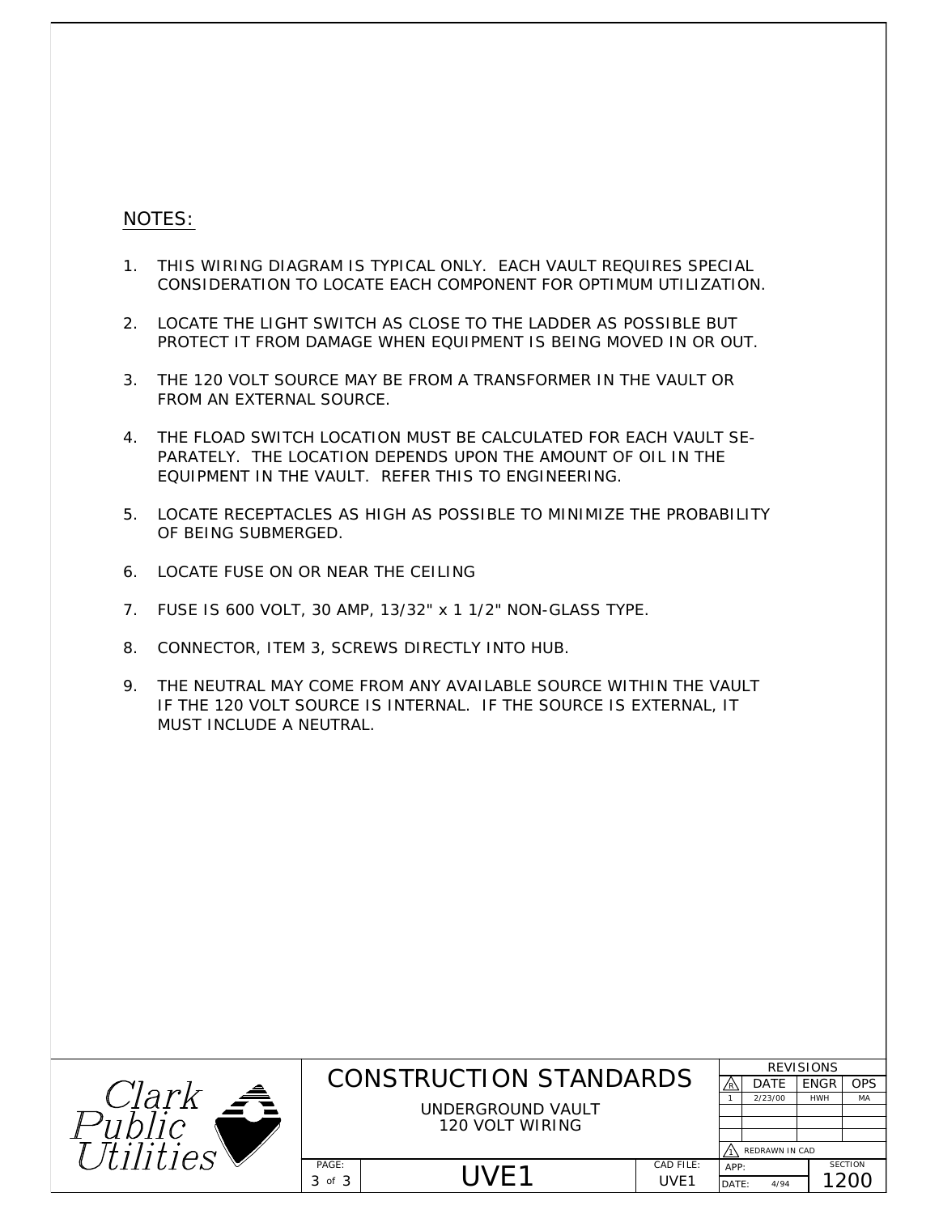## NOTES:

1. THIS WIRING DIAGRAM IS TYPICAL ONLY. EACH VAULT REQUIRES SPECIAL CONSIDERATION TO LOCATE EACH COMPONENT FOR OPTIMUM UTILIZATION.
2. LOCATE THE LIGHT SWITCH AS CLOSE TO THE LADDER AS POSSIBLE BUT PROTECT IT FROM DAMAGE WHEN EQUIPMENT IS BEING MOVED IN OR OUT.
3. THE 120 VOLT SOURCE MAY BE FROM A TRANSFORMER IN THE VAULT OR FROM AN EXTERNAL SOURCE.
4. THE FLOAD SWITCH LOCATION MUST BE CALCULATED FOR EACH VAULT SEPARATELY. THE LOCATION DEPENDS UPON THE AMOUNT OF OIL IN THE EQUIPMENT IN THE VAULT. REFER THIS TO ENGINEERING.
5. LOCATE RECEPTACLES AS HIGH AS POSSIBLE TO MINIMIZE THE PROBABILITY OF BEING SUBMERGED.
6. LOCATE FUSE ON OR NEAR THE CEILING
7. FUSE IS 600 VOLT, 30 AMP, 13/32" x 1 1/2" NON-GLASS TYPE.
8. CONNECTOR, ITEM 3, SCREWS DIRECTLY INTO HUB.
9. THE NEUTRAL MAY COME FROM ANY AVAILABLE SOURCE WITHIN THE VAULT IF THE 120 VOLT SOURCE IS INTERNAL. IF THE SOURCE IS EXTERNAL, IT MUST INCLUDE A NEUTRAL.

Clark Public Utilities

CONSTRUCTION STANDARDS

UNDERGROUND VAULT
120 VOLT WIRING

PAGE: 3 of 3

UVE1

CAD FILE: UVE1

| REVISIONS | | | |
|---|---|---|---|
| R | DATE | ENGR | OPS |
| 1 | 2/23/00 | HWH | MA |

1 REDRAWN IN CAD

APP:

DATE: 4/94

SECTION 1200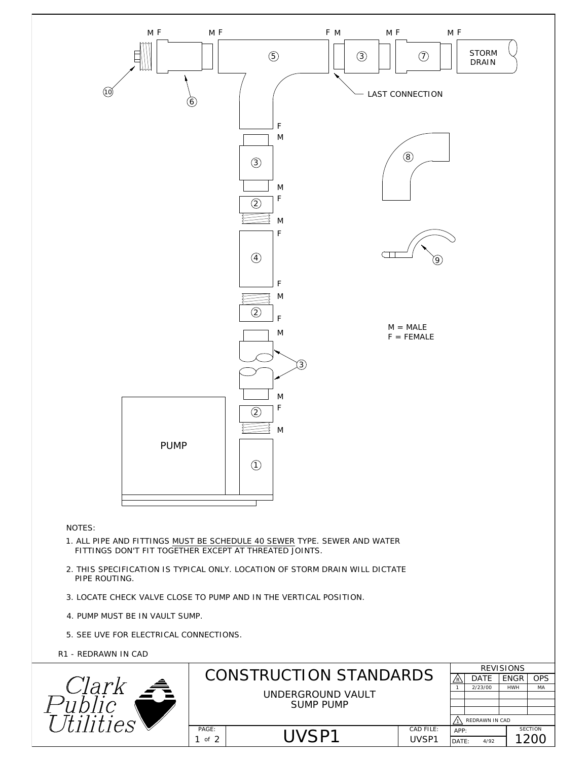M F M F F M M F M F

STORM DRAIN

LAST CONNECTION

M = MALE
F = FEMALE

PUMP

NOTES:

1. ALL PIPE AND FITTINGS MUST BE SCHEDULE 40 SEWER TYPE. SEWER AND WATER FITTINGS DON'T FIT TOGETHER EXCEPT AT THREATED JOINTS.

2. THIS SPECIFICATION IS TYPICAL ONLY. LOCATION OF STORM DRAIN WILL DICTATE PIPE ROUTING.

3. LOCATE CHECK VALVE CLOSE TO PUMP AND IN THE VERTICAL POSITION.

4. PUMP MUST BE IN VAULT SUMP.

5. SEE UVE FOR ELECTRICAL CONNECTIONS.

R1 - REDRAWN IN CAD

Clark Public Utilities

# CONSTRUCTION STANDARDS

UNDERGROUND VAULT
SUMP PUMP

| REVISIONS | | | |
|---|---|---|---|
| R | DATE | ENGR | OPS |
| 1 | 2/23/00 | HWH | MA |

1 REDRAWN IN CAD

PAGE: 1 of 2 | UVSP1 | CAD FILE: UVSP1 | APP: | DATE: 4/92 | SECTION 1200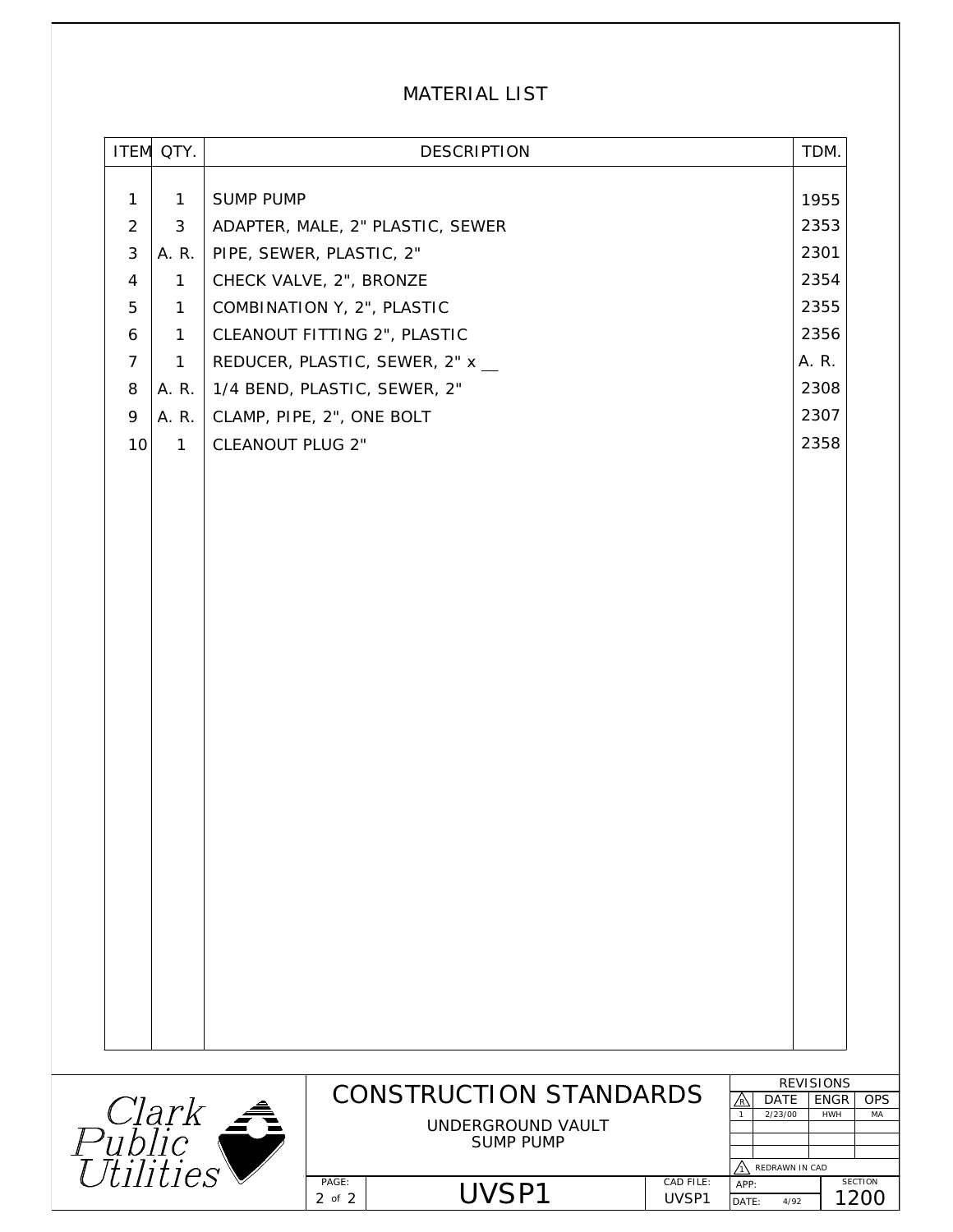# MATERIAL LIST

| ITEM | QTY. | DESCRIPTION | TDM. |
|---|---|---|---|
| 1 | 1 | SUMP PUMP | 1955 |
| 2 | 3 | ADAPTER, MALE, 2" PLASTIC, SEWER | 2353 |
| 3 | A. R. | PIPE, SEWER, PLASTIC, 2" | 2301 |
| 4 | 1 | CHECK VALVE, 2", BRONZE | 2354 |
| 5 | 1 | COMBINATION Y, 2", PLASTIC | 2355 |
| 6 | 1 | CLEANOUT FITTING 2", PLASTIC | 2356 |
| 7 | 1 | REDUCER, PLASTIC, SEWER, 2" x __ | A. R. |
| 8 | A. R. | 1/4 BEND, PLASTIC, SEWER, 2" | 2308 |
| 9 | A. R. | CLAMP, PIPE, 2", ONE BOLT | 2307 |
| 10 | 1 | CLEANOUT PLUG 2" | 2358 |

Clark Public Utilities

CONSTRUCTION STANDARDS

UNDERGROUND VAULT
SUMP PUMP

PAGE: 2 of 2

UVSP1

CAD FILE: UVSP1

| REVISIONS | | | |
|---|---|---|---|
| R | DATE | ENGR | OPS |
| 1 | 2/23/00 | HWH | MA |

1 REDRAWN IN CAD

APP:

DATE: 4/92

SECTION 1200